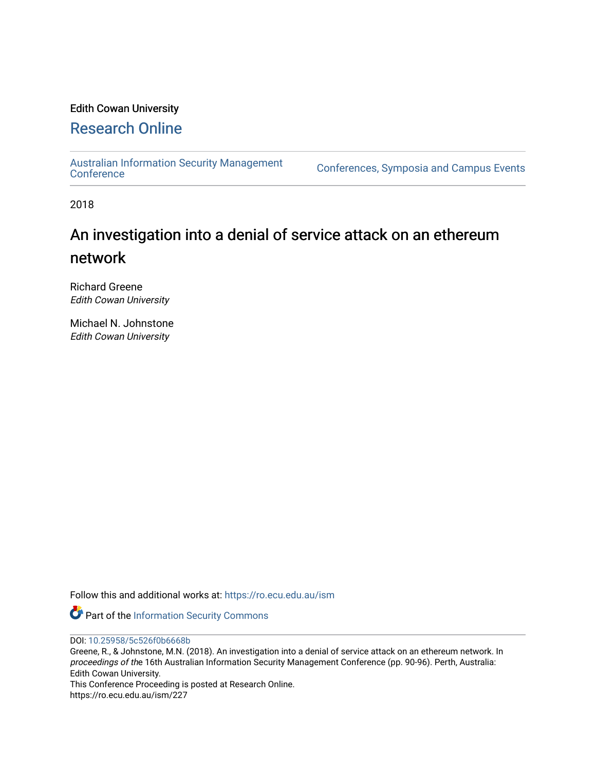Edith Cowan University

# Research Online

Australian Information Security Management Conference | Conferences, Symposia and Campus Events

2018

# An investigation into a denial of service attack on an ethereum network

Richard Greene
*Edith Cowan University*

Michael N. Johnstone
*Edith Cowan University*

Follow this and additional works at: https://ro.ecu.edu.au/ism

Part of the Information Security Commons

DOI: 10.25958/5c526f0b6668b
Greene, R., & Johnstone, M.N. (2018). An investigation into a denial of service attack on an ethereum network. In *proceedings of th*e 16th Australian Information Security Management Conference (pp. 90-96). Perth, Australia: Edith Cowan University.
This Conference Proceeding is posted at Research Online.
https://ro.ecu.edu.au/ism/227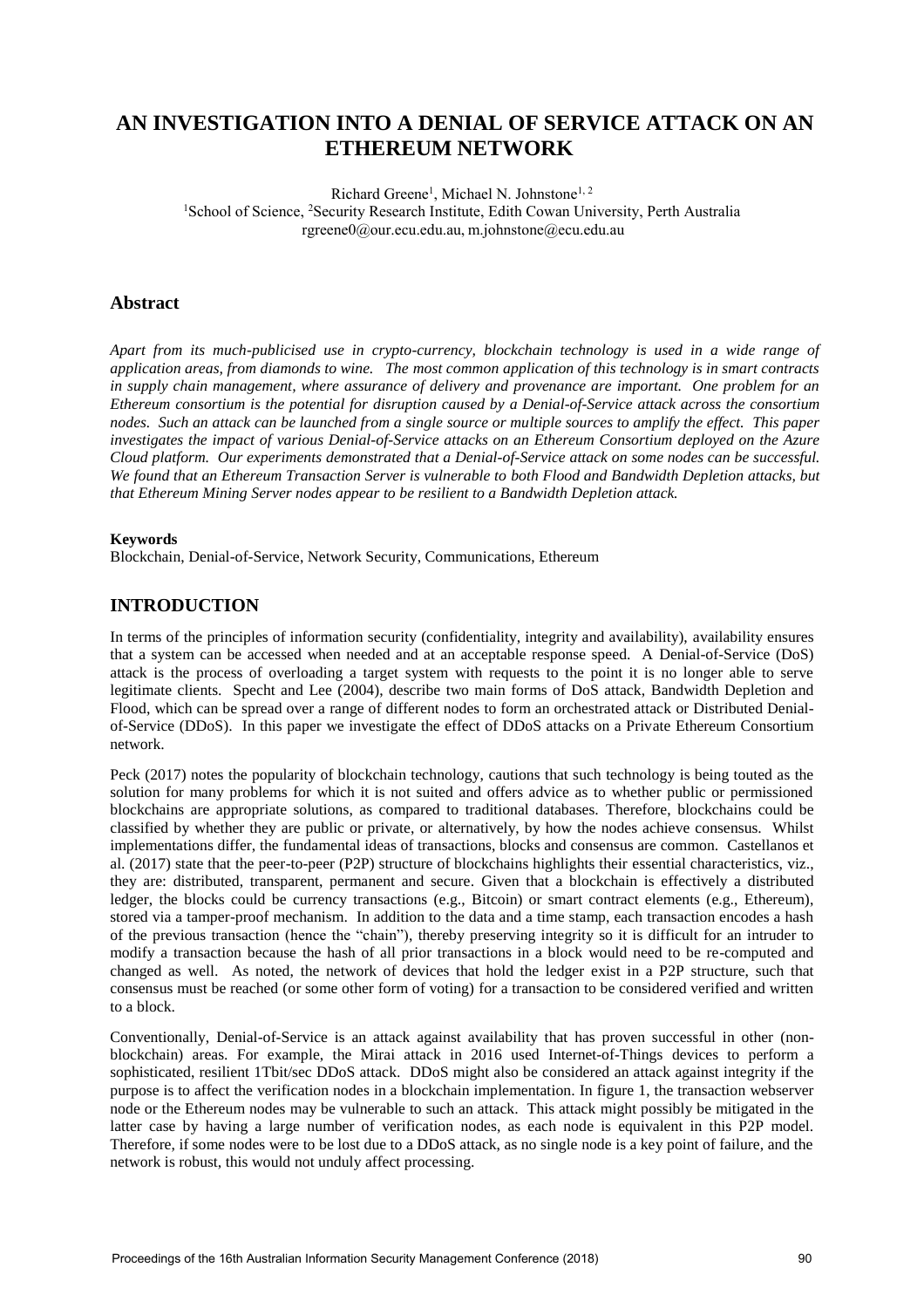# AN INVESTIGATION INTO A DENIAL OF SERVICE ATTACK ON AN ETHEREUM NETWORK

Richard Greene[1], Michael N. Johnstone[1, 2]
[1]School of Science, [2]Security Research Institute, Edith Cowan University, Perth Australia
rgreene0@our.ecu.edu.au, m.johnstone@ecu.edu.au

## Abstract

*Apart from its much-publicised use in crypto-currency, blockchain technology is used in a wide range of application areas, from diamonds to wine. The most common application of this technology is in smart contracts in supply chain management, where assurance of delivery and provenance are important. One problem for an Ethereum consortium is the potential for disruption caused by a Denial-of-Service attack across the consortium nodes. Such an attack can be launched from a single source or multiple sources to amplify the effect. This paper investigates the impact of various Denial-of-Service attacks on an Ethereum Consortium deployed on the Azure Cloud platform. Our experiments demonstrated that a Denial-of-Service attack on some nodes can be successful. We found that an Ethereum Transaction Server is vulnerable to both Flood and Bandwidth Depletion attacks, but that Ethereum Mining Server nodes appear to be resilient to a Bandwidth Depletion attack.*

**Keywords**
Blockchain, Denial-of-Service, Network Security, Communications, Ethereum

## INTRODUCTION

In terms of the principles of information security (confidentiality, integrity and availability), availability ensures that a system can be accessed when needed and at an acceptable response speed. A Denial-of-Service (DoS) attack is the process of overloading a target system with requests to the point it is no longer able to serve legitimate clients. Specht and Lee (2004), describe two main forms of DoS attack, Bandwidth Depletion and Flood, which can be spread over a range of different nodes to form an orchestrated attack or Distributed Denial-of-Service (DDoS). In this paper we investigate the effect of DDoS attacks on a Private Ethereum Consortium network.

Peck (2017) notes the popularity of blockchain technology, cautions that such technology is being touted as the solution for many problems for which it is not suited and offers advice as to whether public or permissioned blockchains are appropriate solutions, as compared to traditional databases. Therefore, blockchains could be classified by whether they are public or private, or alternatively, by how the nodes achieve consensus. Whilst implementations differ, the fundamental ideas of transactions, blocks and consensus are common. Castellanos et al. (2017) state that the peer-to-peer (P2P) structure of blockchains highlights their essential characteristics, viz., they are: distributed, transparent, permanent and secure. Given that a blockchain is effectively a distributed ledger, the blocks could be currency transactions (e.g., Bitcoin) or smart contract elements (e.g., Ethereum), stored via a tamper-proof mechanism. In addition to the data and a time stamp, each transaction encodes a hash of the previous transaction (hence the "chain"), thereby preserving integrity so it is difficult for an intruder to modify a transaction because the hash of all prior transactions in a block would need to be re-computed and changed as well. As noted, the network of devices that hold the ledger exist in a P2P structure, such that consensus must be reached (or some other form of voting) for a transaction to be considered verified and written to a block.

Conventionally, Denial-of-Service is an attack against availability that has proven successful in other (non-blockchain) areas. For example, the Mirai attack in 2016 used Internet-of-Things devices to perform a sophisticated, resilient 1Tbit/sec DDoS attack. DDoS might also be considered an attack against integrity if the purpose is to affect the verification nodes in a blockchain implementation. In figure 1, the transaction webserver node or the Ethereum nodes may be vulnerable to such an attack. This attack might possibly be mitigated in the latter case by having a large number of verification nodes, as each node is equivalent in this P2P model. Therefore, if some nodes were to be lost due to a DDoS attack, as no single node is a key point of failure, and the network is robust, this would not unduly affect processing.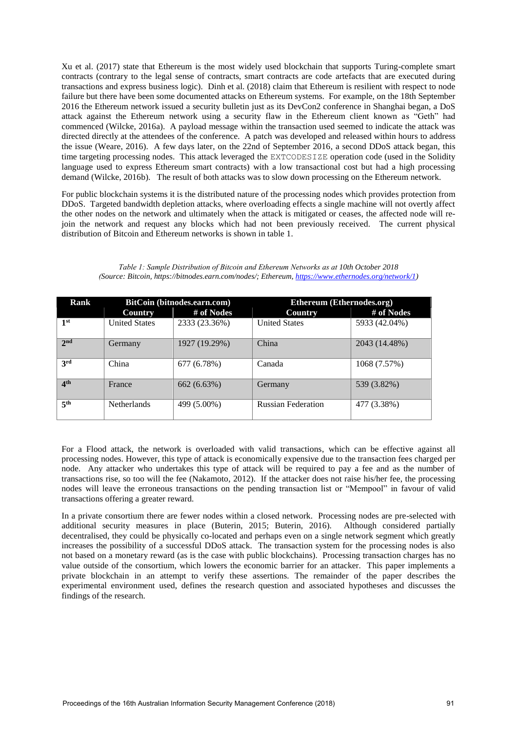Xu et al. (2017) state that Ethereum is the most widely used blockchain that supports Turing-complete smart contracts (contrary to the legal sense of contracts, smart contracts are code artefacts that are executed during transactions and express business logic). Dinh et al. (2018) claim that Ethereum is resilient with respect to node failure but there have been some documented attacks on Ethereum systems. For example, on the 18th September 2016 the Ethereum network issued a security bulletin just as its DevCon2 conference in Shanghai began, a DoS attack against the Ethereum network using a security flaw in the Ethereum client known as "Geth" had commenced (Wilcke, 2016a). A payload message within the transaction used seemed to indicate the attack was directed directly at the attendees of the conference. A patch was developed and released within hours to address the issue (Weare, 2016). A few days later, on the 22nd of September 2016, a second DDoS attack began, this time targeting processing nodes. This attack leveraged the `EXTCODESIZE` operation code (used in the Solidity language used to express Ethereum smart contracts) with a low transactional cost but had a high processing demand (Wilcke, 2016b). The result of both attacks was to slow down processing on the Ethereum network.

For public blockchain systems it is the distributed nature of the processing nodes which provides protection from DDoS. Targeted bandwidth depletion attacks, where overloading effects a single machine will not overtly affect the other nodes on the network and ultimately when the attack is mitigated or ceases, the affected node will re-join the network and request any blocks which had not been previously received. The current physical distribution of Bitcoin and Ethereum networks is shown in table 1.

*Table 1: Sample Distribution of Bitcoin and Ethereum Networks as at 10th October 2018 (Source: Bitcoin, https://bitnodes.earn.com/nodes/; Ethereum, [https://www.ethernodes.org/network/1](https://www.ethernodes.org/network/1))*

| Rank | BitCoin (bitnodes.earn.com) | | Ethereum (Ethernodes.org) | |
|---|---|---|---|---|
| | Country | # of Nodes | Country | # of Nodes |
| 1st | United States | 2333 (23.36%) | United States | 5933 (42.04%) |
| 2nd | Germany | 1927 (19.29%) | China | 2043 (14.48%) |
| 3rd | China | 677 (6.78%) | Canada | 1068 (7.57%) |
| 4th | France | 662 (6.63%) | Germany | 539 (3.82%) |
| 5th | Netherlands | 499 (5.00%) | Russian Federation | 477 (3.38%) |

For a Flood attack, the network is overloaded with valid transactions, which can be effective against all processing nodes. However, this type of attack is economically expensive due to the transaction fees charged per node. Any attacker who undertakes this type of attack will be required to pay a fee and as the number of transactions rise, so too will the fee (Nakamoto, 2012). If the attacker does not raise his/her fee, the processing nodes will leave the erroneous transactions on the pending transaction list or "Mempool" in favour of valid transactions offering a greater reward.

In a private consortium there are fewer nodes within a closed network. Processing nodes are pre-selected with additional security measures in place (Buterin, 2015; Buterin, 2016). Although considered partially decentralised, they could be physically co-located and perhaps even on a single network segment which greatly increases the possibility of a successful DDoS attack. The transaction system for the processing nodes is also not based on a monetary reward (as is the case with public blockchains). Processing transaction charges has no value outside of the consortium, which lowers the economic barrier for an attacker. This paper implements a private blockchain in an attempt to verify these assertions. The remainder of the paper describes the experimental environment used, defines the research question and associated hypotheses and discusses the findings of the research.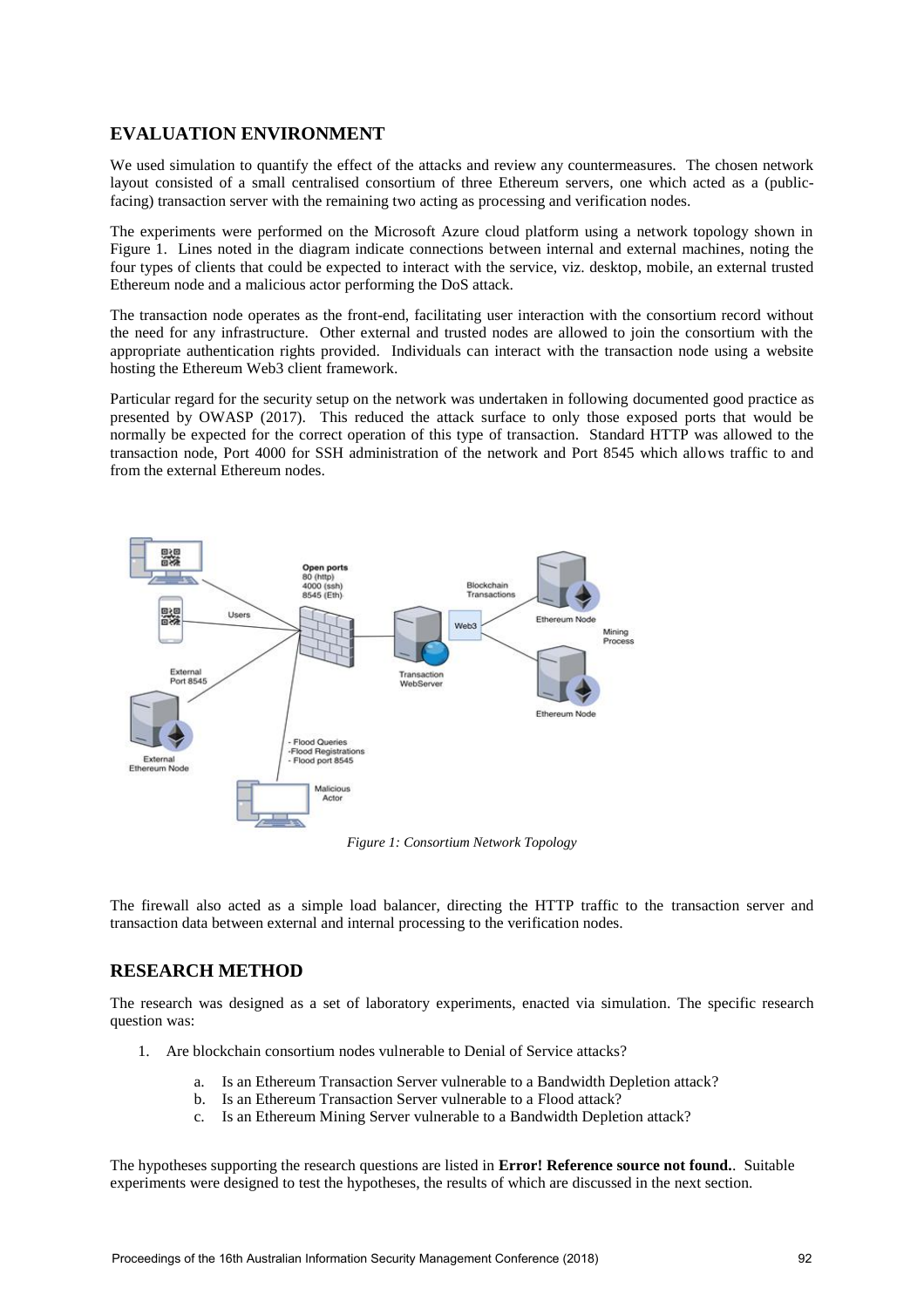## EVALUATION ENVIRONMENT

We used simulation to quantify the effect of the attacks and review any countermeasures. The chosen network layout consisted of a small centralised consortium of three Ethereum servers, one which acted as a (public-facing) transaction server with the remaining two acting as processing and verification nodes.

The experiments were performed on the Microsoft Azure cloud platform using a network topology shown in Figure 1. Lines noted in the diagram indicate connections between internal and external machines, noting the four types of clients that could be expected to interact with the service, viz. desktop, mobile, an external trusted Ethereum node and a malicious actor performing the DoS attack.

The transaction node operates as the front-end, facilitating user interaction with the consortium record without the need for any infrastructure. Other external and trusted nodes are allowed to join the consortium with the appropriate authentication rights provided. Individuals can interact with the transaction node using a website hosting the Ethereum Web3 client framework.

Particular regard for the security setup on the network was undertaken in following documented good practice as presented by OWASP (2017). This reduced the attack surface to only those exposed ports that would be normally be expected for the correct operation of this type of transaction. Standard HTTP was allowed to the transaction node, Port 4000 for SSH administration of the network and Port 8545 which allows traffic to and from the external Ethereum nodes.

*Figure 1: Consortium Network Topology*

The firewall also acted as a simple load balancer, directing the HTTP traffic to the transaction server and transaction data between external and internal processing to the verification nodes.

## RESEARCH METHOD

The research was designed as a set of laboratory experiments, enacted via simulation. The specific research question was:

1. Are blockchain consortium nodes vulnerable to Denial of Service attacks?
   a. Is an Ethereum Transaction Server vulnerable to a Bandwidth Depletion attack?
   b. Is an Ethereum Transaction Server vulnerable to a Flood attack?
   c. Is an Ethereum Mining Server vulnerable to a Bandwidth Depletion attack?

The hypotheses supporting the research questions are listed in **Error! Reference source not found.**. Suitable experiments were designed to test the hypotheses, the results of which are discussed in the next section.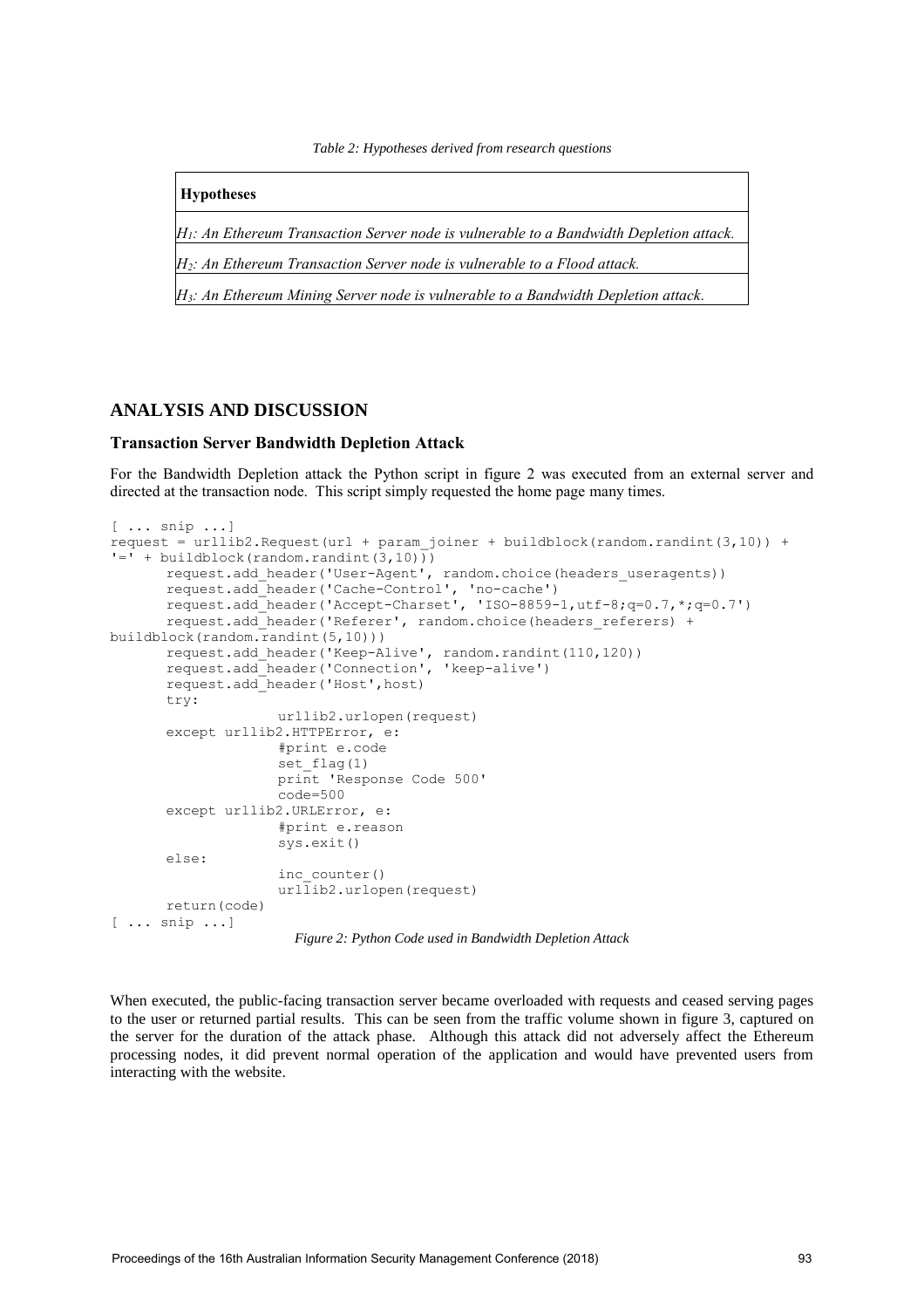*Table 2: Hypotheses derived from research questions*

| **Hypotheses** |
| --- |
| *$H_1$: An Ethereum Transaction Server node is vulnerable to a Bandwidth Depletion attack.* |
| *$H_2$: An Ethereum Transaction Server node is vulnerable to a Flood attack.* |
| *$H_3$: An Ethereum Mining Server node is vulnerable to a Bandwidth Depletion attack.* |

## ANALYSIS AND DISCUSSION

### Transaction Server Bandwidth Depletion Attack

For the Bandwidth Depletion attack the Python script in figure 2 was executed from an external server and directed at the transaction node. This script simply requested the home page many times.

```
[ ... snip ...]
request = urllib2.Request(url + param_joiner + buildblock(random.randint(3,10)) +
'=' + buildblock(random.randint(3,10)))
       request.add_header('User-Agent', random.choice(headers_useragents))
       request.add_header('Cache-Control', 'no-cache')
       request.add_header('Accept-Charset', 'ISO-8859-1,utf-8;q=0.7,*;q=0.7')
       request.add_header('Referer', random.choice(headers_referers) +
buildblock(random.randint(5,10)))
       request.add_header('Keep-Alive', random.randint(110,120))
       request.add_header('Connection', 'keep-alive')
       request.add_header('Host',host)
       try:
                    urllib2.urlopen(request)
       except urllib2.HTTPError, e:
                    #print e.code
                    set_flag(1)
                    print 'Response Code 500'
                    code=500
       except urllib2.URLError, e:
                    #print e.reason
                    sys.exit()
       else:
                    inc_counter()
                    urllib2.urlopen(request)
       return(code)
[ ... snip ...]
```

*Figure 2: Python Code used in Bandwidth Depletion Attack*

When executed, the public-facing transaction server became overloaded with requests and ceased serving pages to the user or returned partial results. This can be seen from the traffic volume shown in figure 3, captured on the server for the duration of the attack phase. Although this attack did not adversely affect the Ethereum processing nodes, it did prevent normal operation of the application and would have prevented users from interacting with the website.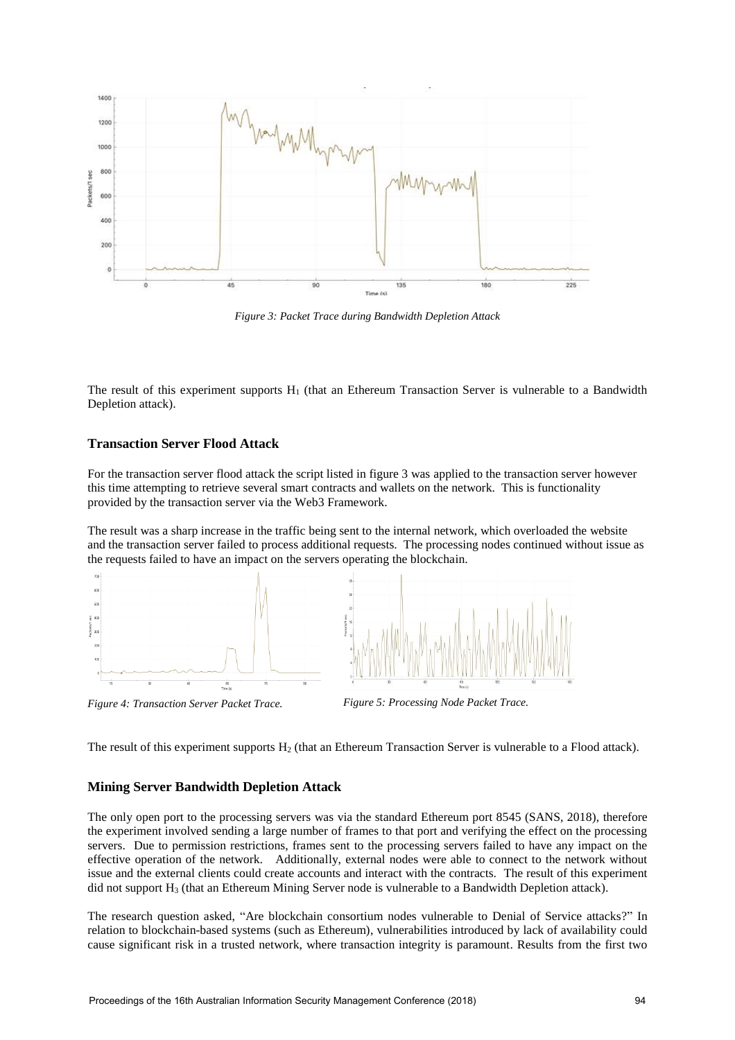*Figure 3: Packet Trace during Bandwidth Depletion Attack*

The result of this experiment supports $H_1$ (that an Ethereum Transaction Server is vulnerable to a Bandwidth Depletion attack).

### Transaction Server Flood Attack

For the transaction server flood attack the script listed in figure 3 was applied to the transaction server however this time attempting to retrieve several smart contracts and wallets on the network. This is functionality provided by the transaction server via the Web3 Framework.

The result was a sharp increase in the traffic being sent to the internal network, which overloaded the website and the transaction server failed to process additional requests. The processing nodes continued without issue as the requests failed to have an impact on the servers operating the blockchain.

*Figure 4: Transaction Server Packet Trace.*

*Figure 5: Processing Node Packet Trace.*

The result of this experiment supports $H_2$ (that an Ethereum Transaction Server is vulnerable to a Flood attack).

### Mining Server Bandwidth Depletion Attack

The only open port to the processing servers was via the standard Ethereum port 8545 (SANS, 2018), therefore the experiment involved sending a large number of frames to that port and verifying the effect on the processing servers. Due to permission restrictions, frames sent to the processing servers failed to have any impact on the effective operation of the network. Additionally, external nodes were able to connect to the network without issue and the external clients could create accounts and interact with the contracts. The result of this experiment did not support $H_3$ (that an Ethereum Mining Server node is vulnerable to a Bandwidth Depletion attack).

The research question asked, "Are blockchain consortium nodes vulnerable to Denial of Service attacks?" In relation to blockchain-based systems (such as Ethereum), vulnerabilities introduced by lack of availability could cause significant risk in a trusted network, where transaction integrity is paramount. Results from the first two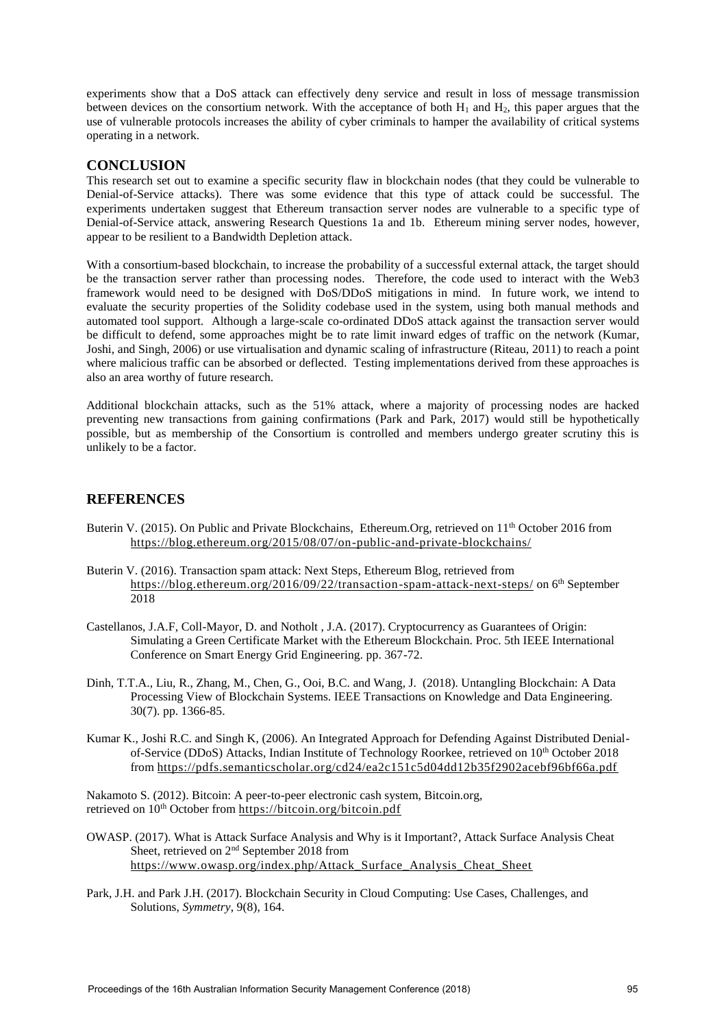experiments show that a DoS attack can effectively deny service and result in loss of message transmission between devices on the consortium network. With the acceptance of both $H_1$ and $H_2$, this paper argues that the use of vulnerable protocols increases the ability of cyber criminals to hamper the availability of critical systems operating in a network.

## CONCLUSION

This research set out to examine a specific security flaw in blockchain nodes (that they could be vulnerable to Denial-of-Service attacks). There was some evidence that this type of attack could be successful. The experiments undertaken suggest that Ethereum transaction server nodes are vulnerable to a specific type of Denial-of-Service attack, answering Research Questions 1a and 1b. Ethereum mining server nodes, however, appear to be resilient to a Bandwidth Depletion attack.

With a consortium-based blockchain, to increase the probability of a successful external attack, the target should be the transaction server rather than processing nodes. Therefore, the code used to interact with the Web3 framework would need to be designed with DoS/DDoS mitigations in mind. In future work, we intend to evaluate the security properties of the Solidity codebase used in the system, using both manual methods and automated tool support. Although a large-scale co-ordinated DDoS attack against the transaction server would be difficult to defend, some approaches might be to rate limit inward edges of traffic on the network (Kumar, Joshi, and Singh, 2006) or use virtualisation and dynamic scaling of infrastructure (Riteau, 2011) to reach a point where malicious traffic can be absorbed or deflected. Testing implementations derived from these approaches is also an area worthy of future research.

Additional blockchain attacks, such as the 51% attack, where a majority of processing nodes are hacked preventing new transactions from gaining confirmations (Park and Park, 2017) would still be hypothetically possible, but as membership of the Consortium is controlled and members undergo greater scrutiny this is unlikely to be a factor.

## REFERENCES

Buterin V. (2015). On Public and Private Blockchains, Ethereum.Org, retrieved on 11th October 2016 from https://blog.ethereum.org/2015/08/07/on-public-and-private-blockchains/

Buterin V. (2016). Transaction spam attack: Next Steps, Ethereum Blog, retrieved from https://blog.ethereum.org/2016/09/22/transaction-spam-attack-next-steps/ on 6th September 2018

Castellanos, J.A.F, Coll-Mayor, D. and Notholt , J.A. (2017). Cryptocurrency as Guarantees of Origin: Simulating a Green Certificate Market with the Ethereum Blockchain. Proc. 5th IEEE International Conference on Smart Energy Grid Engineering. pp. 367-72.

Dinh, T.T.A., Liu, R., Zhang, M., Chen, G., Ooi, B.C. and Wang, J. (2018). Untangling Blockchain: A Data Processing View of Blockchain Systems. IEEE Transactions on Knowledge and Data Engineering. 30(7). pp. 1366-85.

Kumar K., Joshi R.C. and Singh K, (2006). An Integrated Approach for Defending Against Distributed Denial-of-Service (DDoS) Attacks, Indian Institute of Technology Roorkee, retrieved on 10th October 2018 from https://pdfs.semanticscholar.org/cd24/ea2c151c5d04dd12b35f2902acebf96bf66a.pdf

Nakamoto S. (2012). Bitcoin: A peer-to-peer electronic cash system, Bitcoin.org, retrieved on 10th October from https://bitcoin.org/bitcoin.pdf

OWASP. (2017). What is Attack Surface Analysis and Why is it Important?, Attack Surface Analysis Cheat Sheet, retrieved on 2nd September 2018 from https://www.owasp.org/index.php/Attack_Surface_Analysis_Cheat_Sheet

Park, J.H. and Park J.H. (2017). Blockchain Security in Cloud Computing: Use Cases, Challenges, and Solutions, *Symmetry*, 9(8), 164.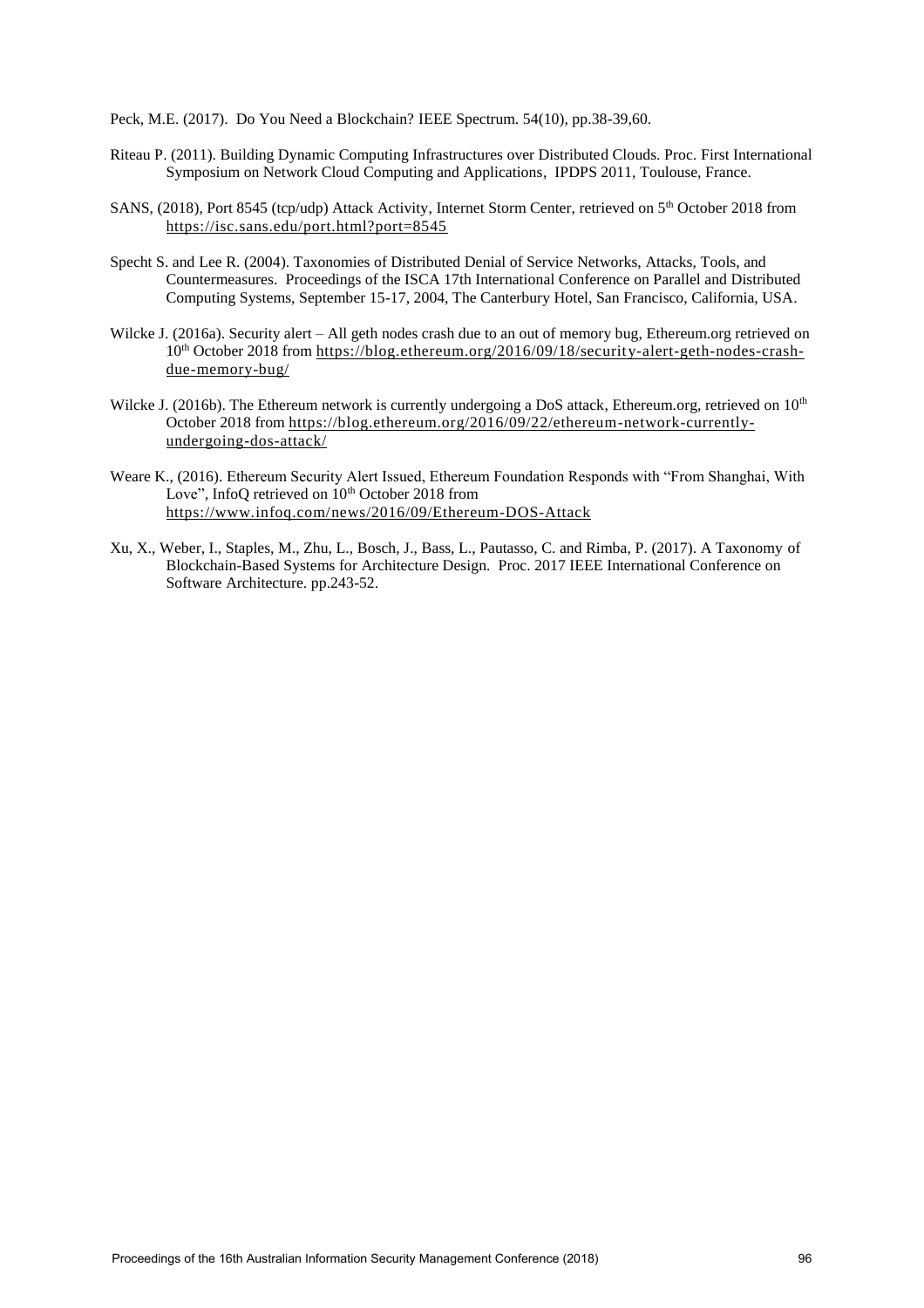Peck, M.E. (2017). Do You Need a Blockchain? IEEE Spectrum. 54(10), pp.38-39,60.

Riteau P. (2011). Building Dynamic Computing Infrastructures over Distributed Clouds. Proc. First International Symposium on Network Cloud Computing and Applications, IPDPS 2011, Toulouse, France.

SANS, (2018), Port 8545 (tcp/udp) Attack Activity, Internet Storm Center, retrieved on 5th October 2018 from https://isc.sans.edu/port.html?port=8545

Specht S. and Lee R. (2004). Taxonomies of Distributed Denial of Service Networks, Attacks, Tools, and Countermeasures. Proceedings of the ISCA 17th International Conference on Parallel and Distributed Computing Systems, September 15-17, 2004, The Canterbury Hotel, San Francisco, California, USA.

Wilcke J. (2016a). Security alert – All geth nodes crash due to an out of memory bug, Ethereum.org retrieved on 10th October 2018 from https://blog.ethereum.org/2016/09/18/security-alert-geth-nodes-crash-due-memory-bug/

Wilcke J. (2016b). The Ethereum network is currently undergoing a DoS attack, Ethereum.org, retrieved on 10th October 2018 from https://blog.ethereum.org/2016/09/22/ethereum-network-currently-undergoing-dos-attack/

Weare K., (2016). Ethereum Security Alert Issued, Ethereum Foundation Responds with "From Shanghai, With Love", InfoQ retrieved on 10th October 2018 from https://www.infoq.com/news/2016/09/Ethereum-DOS-Attack

Xu, X., Weber, I., Staples, M., Zhu, L., Bosch, J., Bass, L., Pautasso, C. and Rimba, P. (2017). A Taxonomy of Blockchain-Based Systems for Architecture Design. Proc. 2017 IEEE International Conference on Software Architecture. pp.243-52.